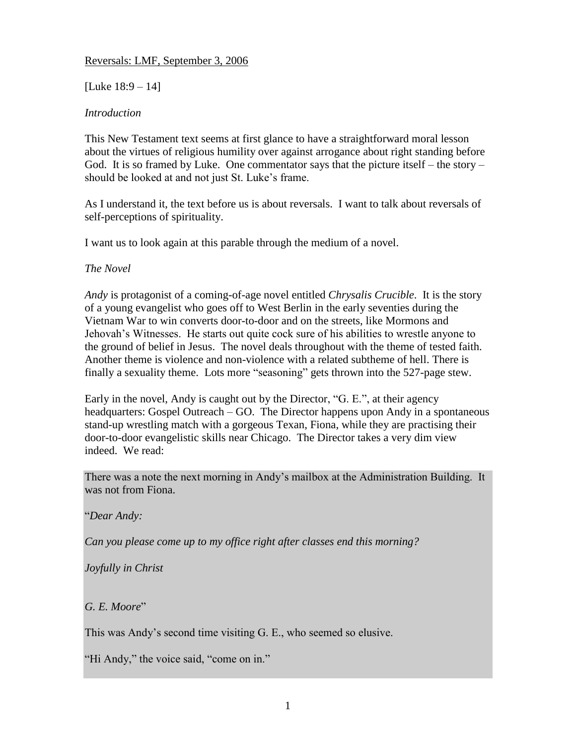Reversals: LMF, September 3, 2006

[Luke 18:9 – 14]

*Introduction*

This New Testament text seems at first glance to have a straightforward moral lesson about the virtues of religious humility over against arrogance about right standing before God. It is so framed by Luke. One commentator says that the picture itself – the story – should be looked at and not just St. Luke's frame.

As I understand it, the text before us is about reversals. I want to talk about reversals of self-perceptions of spirituality.

I want us to look again at this parable through the medium of a novel.

*The Novel*

*Andy* is protagonist of a coming-of-age novel entitled *Chrysalis Crucible*. It is the story of a young evangelist who goes off to West Berlin in the early seventies during the Vietnam War to win converts door-to-door and on the streets, like Mormons and Jehovah's Witnesses. He starts out quite cock sure of his abilities to wrestle anyone to the ground of belief in Jesus. The novel deals throughout with the theme of tested faith. Another theme is violence and non-violence with a related subtheme of hell. There is finally a sexuality theme. Lots more "seasoning" gets thrown into the 527-page stew.

Early in the novel, Andy is caught out by the Director, "G. E.", at their agency headquarters: Gospel Outreach – GO. The Director happens upon Andy in a spontaneous stand-up wrestling match with a gorgeous Texan, Fiona, while they are practising their door-to-door evangelistic skills near Chicago. The Director takes a very dim view indeed. We read:

> There was a note the next morning in Andy's mailbox at the Administration Building. It was not from Fiona.
>
> "*Dear Andy:*
>
> *Can you please come up to my office right after classes end this morning?*
>
> *Joyfully in Christ*
>
> *G. E. Moore*"
>
> This was Andy's second time visiting G. E., who seemed so elusive.
>
> "Hi Andy," the voice said, "come on in."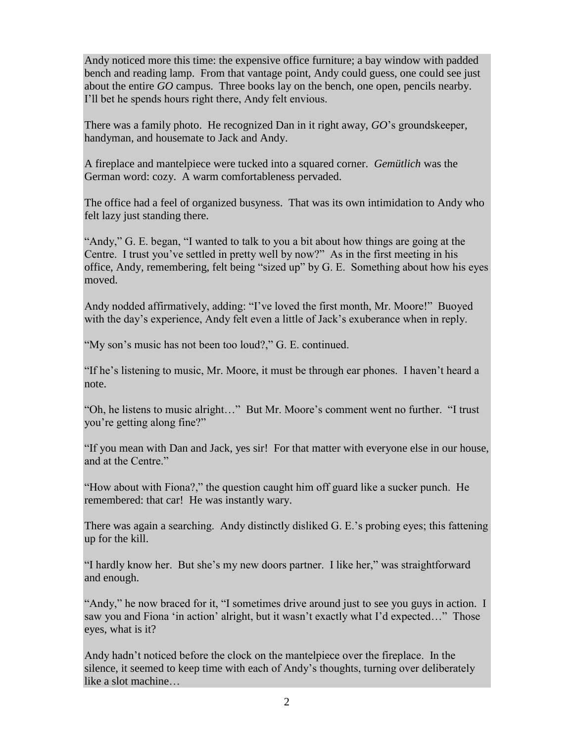Andy noticed more this time: the expensive office furniture; a bay window with padded bench and reading lamp. From that vantage point, Andy could guess, one could see just about the entire *GO* campus. Three books lay on the bench, one open, pencils nearby. I'll bet he spends hours right there, Andy felt envious.

There was a family photo. He recognized Dan in it right away, *GO*'s groundskeeper, handyman, and housemate to Jack and Andy.

A fireplace and mantelpiece were tucked into a squared corner. *Gemütlich* was the German word: cozy. A warm comfortableness pervaded.

The office had a feel of organized busyness. That was its own intimidation to Andy who felt lazy just standing there.

"Andy," G. E. began, "I wanted to talk to you a bit about how things are going at the Centre. I trust you've settled in pretty well by now?" As in the first meeting in his office, Andy, remembering, felt being "sized up" by G. E. Something about how his eyes moved.

Andy nodded affirmatively, adding: "I've loved the first month, Mr. Moore!" Buoyed with the day's experience, Andy felt even a little of Jack's exuberance when in reply.

"My son's music has not been too loud?," G. E. continued.

"If he's listening to music, Mr. Moore, it must be through ear phones. I haven't heard a note.

"Oh, he listens to music alright…" But Mr. Moore's comment went no further. "I trust you're getting along fine?"

"If you mean with Dan and Jack, yes sir! For that matter with everyone else in our house, and at the Centre."

"How about with Fiona?," the question caught him off guard like a sucker punch. He remembered: that car! He was instantly wary.

There was again a searching. Andy distinctly disliked G. E.'s probing eyes; this fattening up for the kill.

"I hardly know her. But she's my new doors partner. I like her," was straightforward and enough.

"Andy," he now braced for it, "I sometimes drive around just to see you guys in action. I saw you and Fiona 'in action' alright, but it wasn't exactly what I'd expected…" Those eyes, what is it?

Andy hadn't noticed before the clock on the mantelpiece over the fireplace. In the silence, it seemed to keep time with each of Andy's thoughts, turning over deliberately like a slot machine…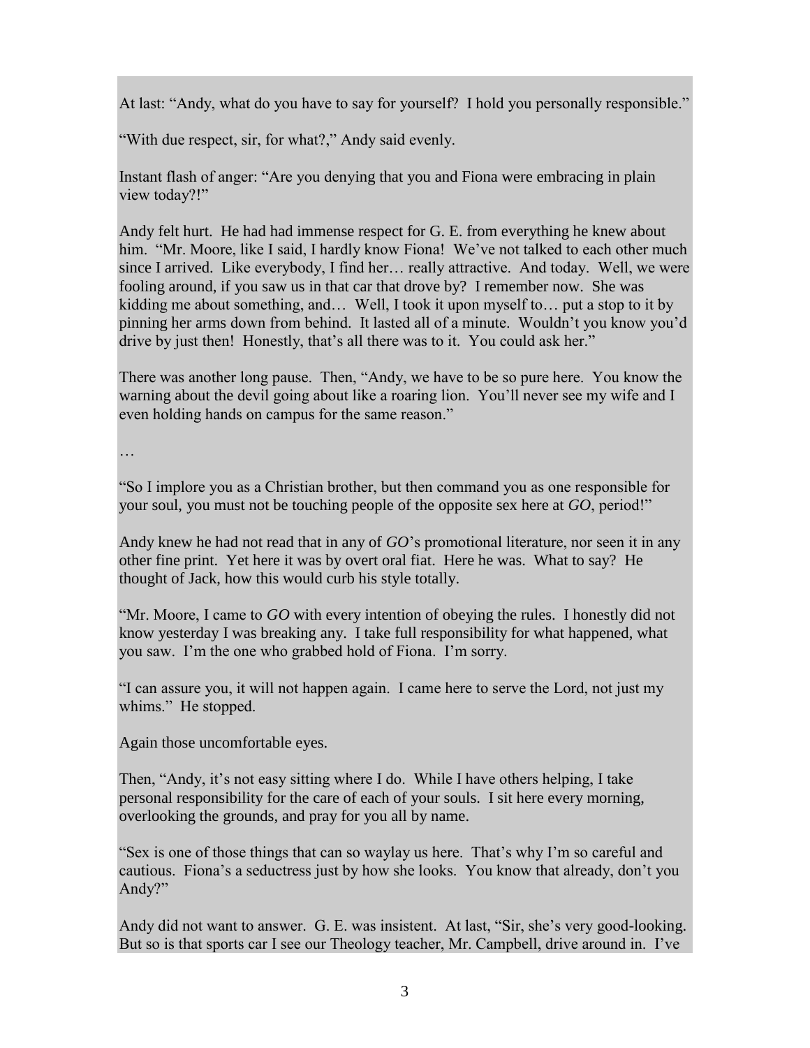At last: "Andy, what do you have to say for yourself? I hold you personally responsible."

"With due respect, sir, for what?," Andy said evenly.

Instant flash of anger: "Are you denying that you and Fiona were embracing in plain view today?!"

Andy felt hurt. He had had immense respect for G. E. from everything he knew about him. "Mr. Moore, like I said, I hardly know Fiona! We've not talked to each other much since I arrived. Like everybody, I find her… really attractive. And today. Well, we were fooling around, if you saw us in that car that drove by? I remember now. She was kidding me about something, and… Well, I took it upon myself to… put a stop to it by pinning her arms down from behind. It lasted all of a minute. Wouldn't you know you'd drive by just then! Honestly, that's all there was to it. You could ask her."

There was another long pause. Then, "Andy, we have to be so pure here. You know the warning about the devil going about like a roaring lion. You'll never see my wife and I even holding hands on campus for the same reason."

…

"So I implore you as a Christian brother, but then command you as one responsible for your soul, you must not be touching people of the opposite sex here at *GO*, period!"

Andy knew he had not read that in any of *GO*'s promotional literature, nor seen it in any other fine print. Yet here it was by overt oral fiat. Here he was. What to say? He thought of Jack, how this would curb his style totally.

"Mr. Moore, I came to *GO* with every intention of obeying the rules. I honestly did not know yesterday I was breaking any. I take full responsibility for what happened, what you saw. I'm the one who grabbed hold of Fiona. I'm sorry.

"I can assure you, it will not happen again. I came here to serve the Lord, not just my whims." He stopped.

Again those uncomfortable eyes.

Then, "Andy, it's not easy sitting where I do. While I have others helping, I take personal responsibility for the care of each of your souls. I sit here every morning, overlooking the grounds, and pray for you all by name.

"Sex is one of those things that can so waylay us here. That's why I'm so careful and cautious. Fiona's a seductress just by how she looks. You know that already, don't you Andy?"

Andy did not want to answer. G. E. was insistent. At last, "Sir, she's very good-looking. But so is that sports car I see our Theology teacher, Mr. Campbell, drive around in. I've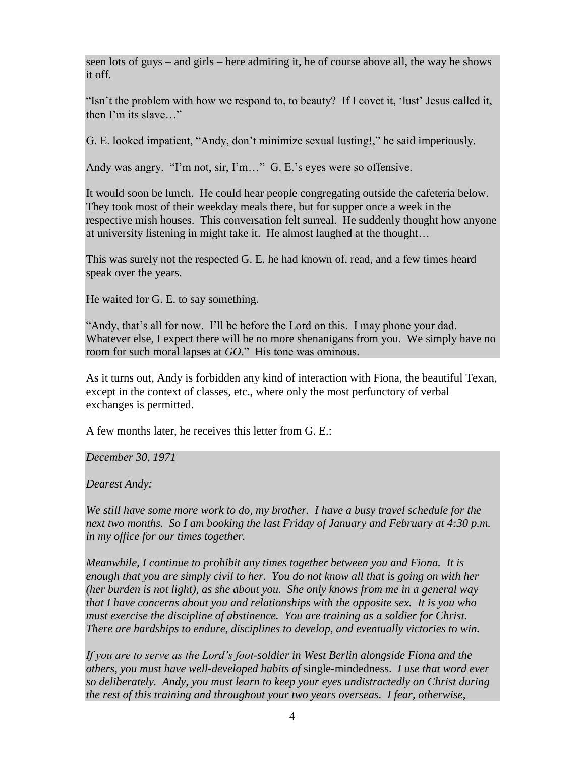seen lots of guys – and girls – here admiring it, he of course above all, the way he shows it off.

"Isn't the problem with how we respond to, to beauty? If I covet it, 'lust' Jesus called it, then I'm its slave…"

G. E. looked impatient, "Andy, don't minimize sexual lusting!," he said imperiously.

Andy was angry. "I'm not, sir, I'm…" G. E.'s eyes were so offensive.

It would soon be lunch. He could hear people congregating outside the cafeteria below. They took most of their weekday meals there, but for supper once a week in the respective mish houses. This conversation felt surreal. He suddenly thought how anyone at university listening in might take it. He almost laughed at the thought…

This was surely not the respected G. E. he had known of, read, and a few times heard speak over the years.

He waited for G. E. to say something.

"Andy, that's all for now. I'll be before the Lord on this. I may phone your dad. Whatever else, I expect there will be no more shenanigans from you. We simply have no room for such moral lapses at *GO*." His tone was ominous.

As it turns out, Andy is forbidden any kind of interaction with Fiona, the beautiful Texan, except in the context of classes, etc., where only the most perfunctory of verbal exchanges is permitted.

A few months later, he receives this letter from G. E.:

*December 30, 1971*

*Dearest Andy:*

*We still have some more work to do, my brother. I have a busy travel schedule for the next two months. So I am booking the last Friday of January and February at 4:30 p.m. in my office for our times together.*

*Meanwhile, I continue to prohibit any times together between you and Fiona. It is enough that you are simply civil to her. You do not know all that is going on with her (her burden is not light), as she about you. She only knows from me in a general way that I have concerns about you and relationships with the opposite sex. It is you who must exercise the discipline of abstinence. You are training as a soldier for Christ. There are hardships to endure, disciplines to develop, and eventually victories to win.*

*If you are to serve as the Lord's foot-soldier in West Berlin alongside Fiona and the others, you must have well-developed habits of* single-mindedness*. I use that word ever so deliberately. Andy, you must learn to keep your eyes undistractedly on Christ during the rest of this training and throughout your two years overseas. I fear, otherwise,*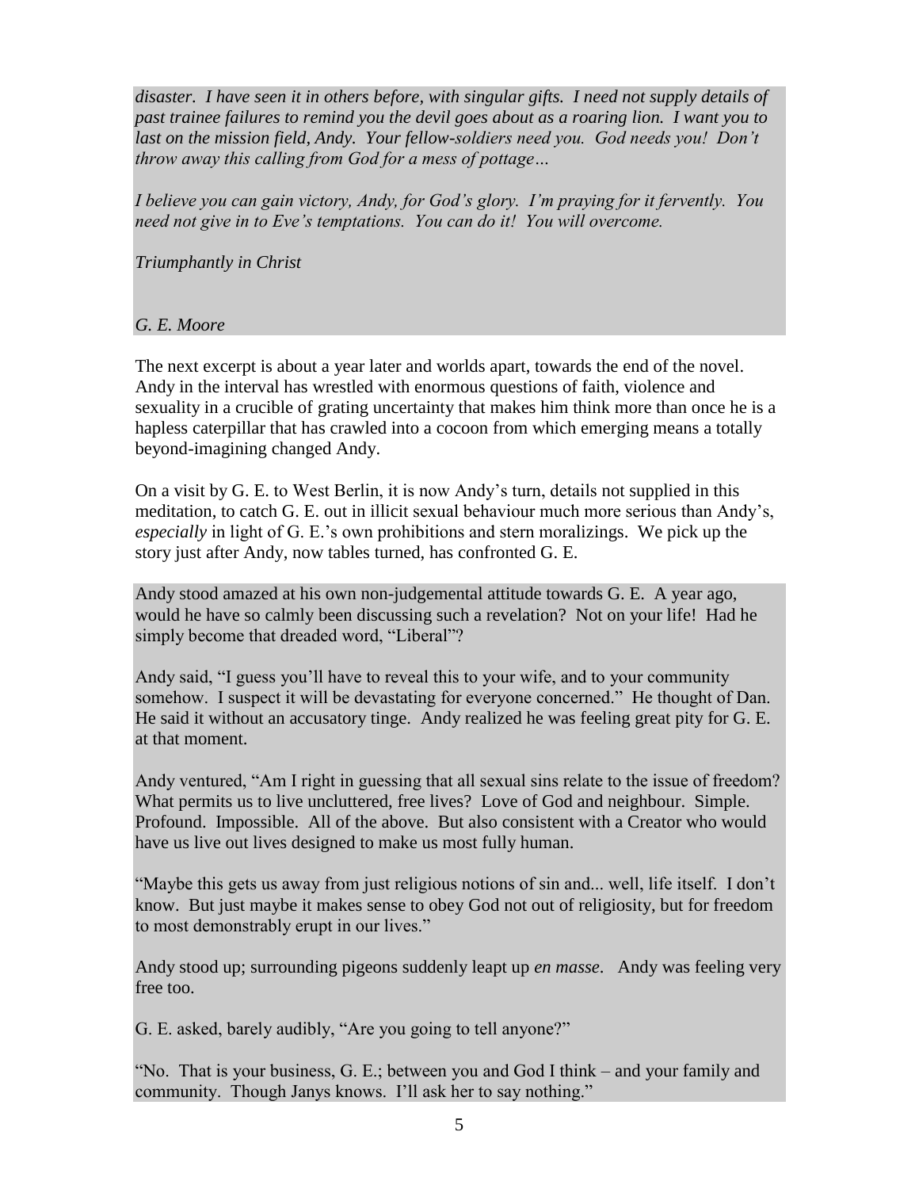*disaster. I have seen it in others before, with singular gifts. I need not supply details of past trainee failures to remind you the devil goes about as a roaring lion. I want you to last on the mission field, Andy. Your fellow-soldiers need you. God needs you! Don't throw away this calling from God for a mess of pottage…*

*I believe you can gain victory, Andy, for God's glory. I'm praying for it fervently. You need not give in to Eve's temptations. You can do it! You will overcome.*

*Triumphantly in Christ*

*G. E. Moore*

The next excerpt is about a year later and worlds apart, towards the end of the novel. Andy in the interval has wrestled with enormous questions of faith, violence and sexuality in a crucible of grating uncertainty that makes him think more than once he is a hapless caterpillar that has crawled into a cocoon from which emerging means a totally beyond-imagining changed Andy.

On a visit by G. E. to West Berlin, it is now Andy's turn, details not supplied in this meditation, to catch G. E. out in illicit sexual behaviour much more serious than Andy's, *especially* in light of G. E.'s own prohibitions and stern moralizings. We pick up the story just after Andy, now tables turned, has confronted G. E.

Andy stood amazed at his own non-judgemental attitude towards G. E. A year ago, would he have so calmly been discussing such a revelation? Not on your life! Had he simply become that dreaded word, "Liberal"?

Andy said, "I guess you'll have to reveal this to your wife, and to your community somehow. I suspect it will be devastating for everyone concerned." He thought of Dan. He said it without an accusatory tinge. Andy realized he was feeling great pity for G. E. at that moment.

Andy ventured, "Am I right in guessing that all sexual sins relate to the issue of freedom? What permits us to live uncluttered, free lives? Love of God and neighbour. Simple. Profound. Impossible. All of the above. But also consistent with a Creator who would have us live out lives designed to make us most fully human.

"Maybe this gets us away from just religious notions of sin and... well, life itself. I don't know. But just maybe it makes sense to obey God not out of religiosity, but for freedom to most demonstrably erupt in our lives."

Andy stood up; surrounding pigeons suddenly leapt up *en masse*. Andy was feeling very free too.

G. E. asked, barely audibly, "Are you going to tell anyone?"

"No. That is your business, G. E.; between you and God I think – and your family and community. Though Janys knows. I'll ask her to say nothing."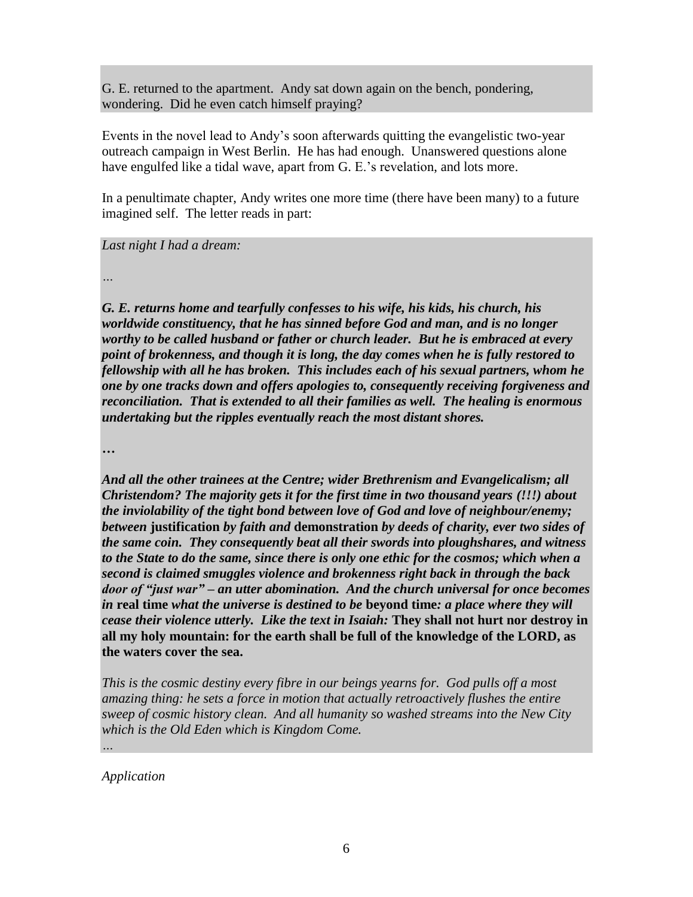G. E. returned to the apartment. Andy sat down again on the bench, pondering, wondering. Did he even catch himself praying?

Events in the novel lead to Andy's soon afterwards quitting the evangelistic two-year outreach campaign in West Berlin. He has had enough. Unanswered questions alone have engulfed like a tidal wave, apart from G. E.'s revelation, and lots more.

In a penultimate chapter, Andy writes one more time (there have been many) to a future imagined self. The letter reads in part:

*Last night I had a dream:*

*…*

***G. E. returns home and tearfully confesses to his wife, his kids, his church, his worldwide constituency, that he has sinned before God and man, and is no longer worthy to be called husband or father or church leader. But he is embraced at every point of brokenness, and though it is long, the day comes when he is fully restored to fellowship with all he has broken. This includes each of his sexual partners, whom he one by one tracks down and offers apologies to, consequently receiving forgiveness and reconciliation. That is extended to all their families as well. The healing is enormous undertaking but the ripples eventually reach the most distant shores.***

***…***

***And all the other trainees at the Centre; wider Brethrenism and Evangelicalism; all Christendom? The majority gets it for the first time in two thousand years (!!!) about the inviolability of the tight bond between love of God and love of neighbour/enemy; between*** **justification** ***by faith and*** **demonstration** ***by deeds of charity, ever two sides of the same coin. They consequently beat all their swords into ploughshares, and witness to the State to do the same, since there is only one ethic for the cosmos; which when a second is claimed smuggles violence and brokenness right back in through the back door of "just war" – an utter abomination. And the church universal for once becomes in*** **real time** ***what the universe is destined to be*** **beyond time*****: a place where they will cease their violence utterly. Like the text in Isaiah:*** **They shall not hurt nor destroy in all my holy mountain: for the earth shall be full of the knowledge of the LORD, as the waters cover the sea.**

*This is the cosmic destiny every fibre in our beings yearns for. God pulls off a most amazing thing: he sets a force in motion that actually retroactively flushes the entire sweep of cosmic history clean. And all humanity so washed streams into the New City which is the Old Eden which is Kingdom Come.*

*…*

*Application*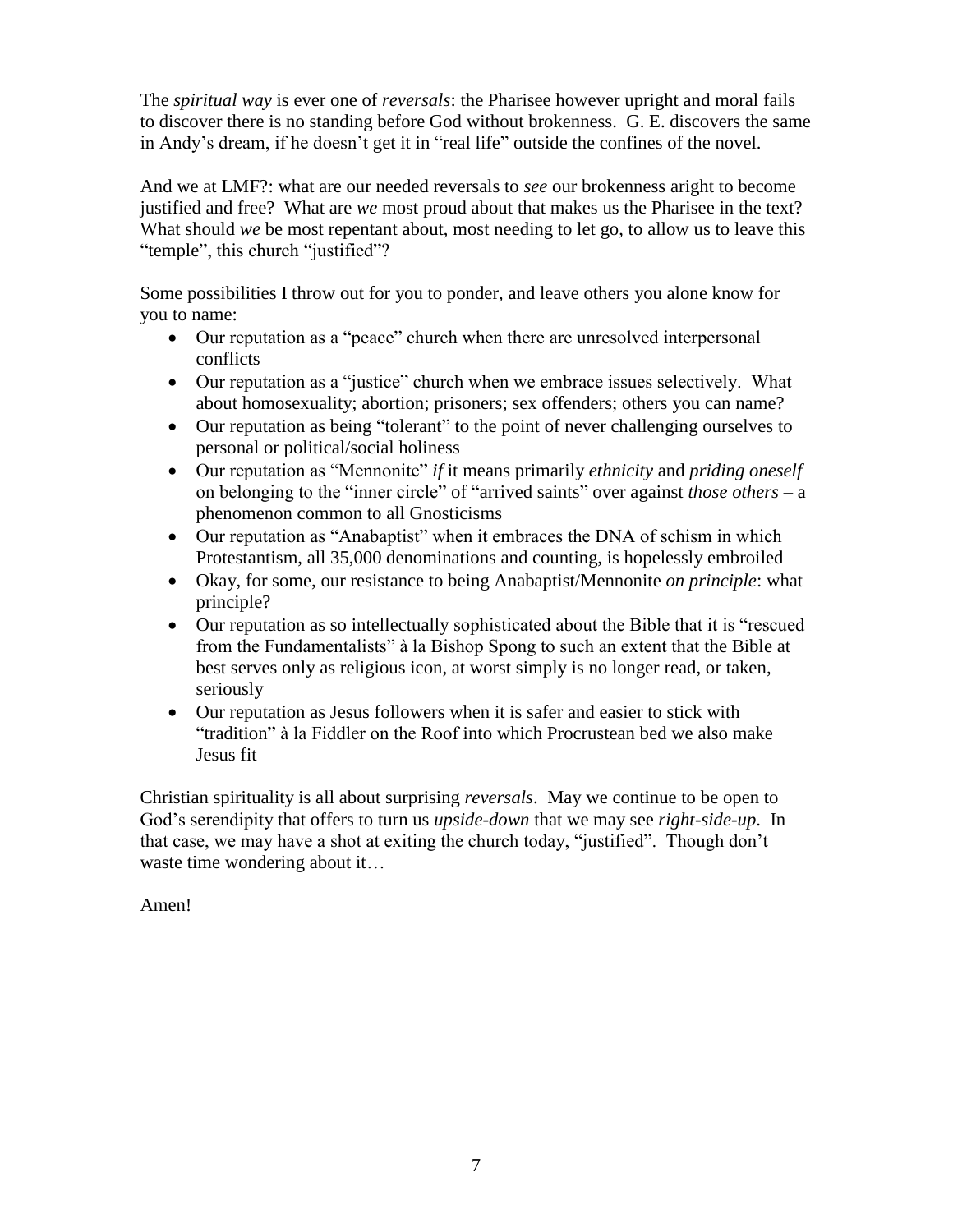The *spiritual way* is ever one of *reversals*: the Pharisee however upright and moral fails to discover there is no standing before God without brokenness. G. E. discovers the same in Andy's dream, if he doesn't get it in "real life" outside the confines of the novel.

And we at LMF?: what are our needed reversals to *see* our brokenness aright to become justified and free? What are *we* most proud about that makes us the Pharisee in the text? What should *we* be most repentant about, most needing to let go, to allow us to leave this "temple", this church "justified"?

Some possibilities I throw out for you to ponder, and leave others you alone know for you to name:

- Our reputation as a "peace" church when there are unresolved interpersonal conflicts
- Our reputation as a "justice" church when we embrace issues selectively. What about homosexuality; abortion; prisoners; sex offenders; others you can name?
- Our reputation as being "tolerant" to the point of never challenging ourselves to personal or political/social holiness
- Our reputation as "Mennonite" *if* it means primarily *ethnicity* and *priding oneself* on belonging to the "inner circle" of "arrived saints" over against *those others* – a phenomenon common to all Gnosticisms
- Our reputation as "Anabaptist" when it embraces the DNA of schism in which Protestantism, all 35,000 denominations and counting, is hopelessly embroiled
- Okay, for some, our resistance to being Anabaptist/Mennonite *on principle*: what principle?
- Our reputation as so intellectually sophisticated about the Bible that it is "rescued from the Fundamentalists" à la Bishop Spong to such an extent that the Bible at best serves only as religious icon, at worst simply is no longer read, or taken, seriously
- Our reputation as Jesus followers when it is safer and easier to stick with "tradition" à la Fiddler on the Roof into which Procrustean bed we also make Jesus fit

Christian spirituality is all about surprising *reversals*. May we continue to be open to God's serendipity that offers to turn us *upside-down* that we may see *right-side-up*. In that case, we may have a shot at exiting the church today, "justified". Though don't waste time wondering about it…

Amen!